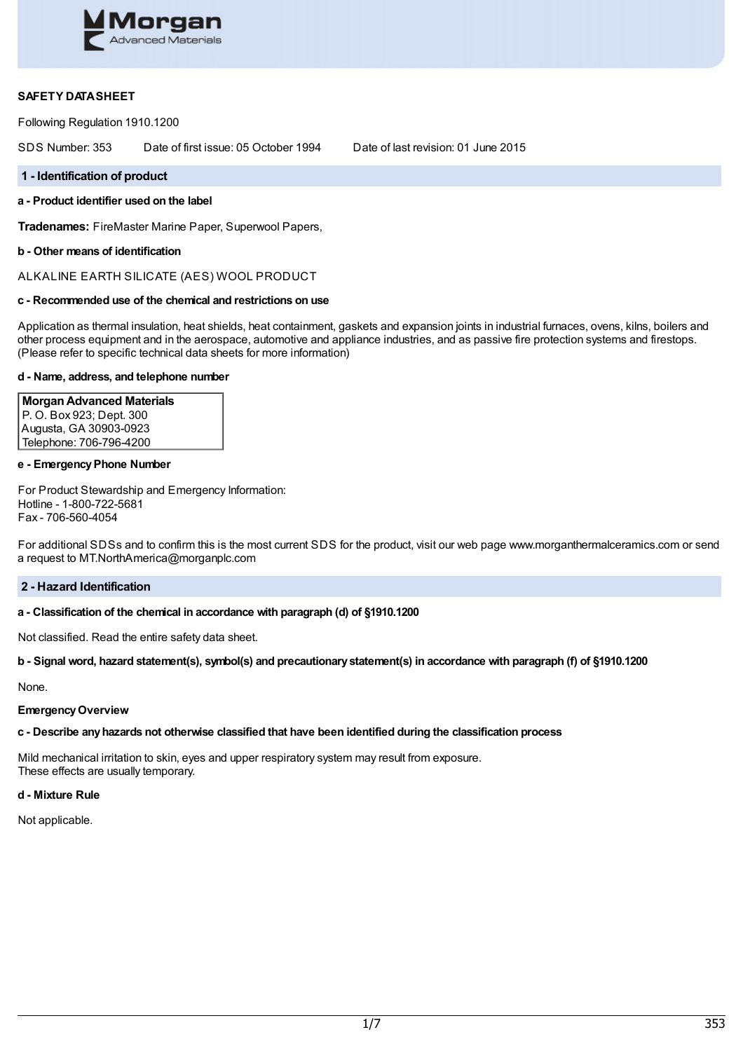**SAFETY DATA SHEET**

Following Regulation 1910.1200

SDS Number: 353    Date of first issue: 05 October 1994    Date of last revision: 01 June 2015

## 1 - Identification of product

**a - Product identifier used on the label**

**Tradenames:** FireMaster Marine Paper, Superwool Papers,

**b - Other means of identification**

ALKALINE EARTH SILICATE (AES) WOOL PRODUCT

**c - Recommended use of the chemical and restrictions on use**

Application as thermal insulation, heat shields, heat containment, gaskets and expansion joints in industrial furnaces, ovens, kilns, boilers and other process equipment and in the aerospace, automotive and appliance industries, and as passive fire protection systems and firestops. (Please refer to specific technical data sheets for more information)

**d - Name, address, and telephone number**

**Morgan Advanced Materials**
P. O. Box 923; Dept. 300
Augusta, GA 30903-0923
Telephone: 706-796-4200

**e - Emergency Phone Number**

For Product Stewardship and Emergency Information:
Hotline - 1-800-722-5681
Fax - 706-560-4054

For additional SDSs and to confirm this is the most current SDS for the product, visit our web page www.morganthermalceramics.com or send a request to MT.NorthAmerica@morganplc.com

## 2 - Hazard Identification

**a - Classification of the chemical in accordance with paragraph (d) of §1910.1200**

Not classified. Read the entire safety data sheet.

**b - Signal word, hazard statement(s), symbol(s) and precautionary statement(s) in accordance with paragraph (f) of §1910.1200**

None.

**Emergency Overview**

**c - Describe any hazards not otherwise classified that have been identified during the classification process**

Mild mechanical irritation to skin, eyes and upper respiratory system may result from exposure.
These effects are usually temporary.

**d - Mixture Rule**

Not applicable.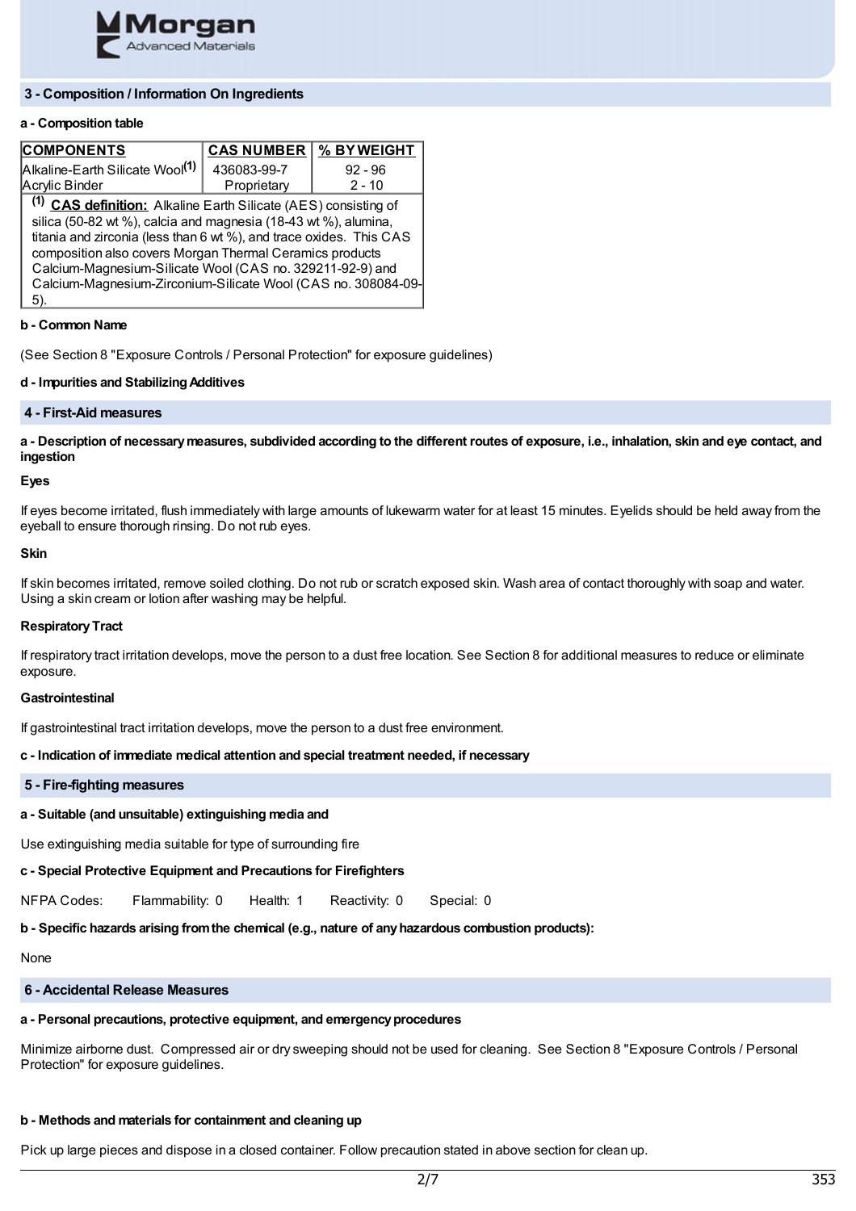## 3 - Composition / Information On Ingredients

**a - Composition table**

| COMPONENTS | CAS NUMBER | % BY WEIGHT |
|---|---|---|
| Alkaline-Earth Silicate Wool[1] | 436083-99-7 | 92 - 96 |
| Acrylic Binder | Proprietary | 2 - 10 |

[1] **CAS definition:** Alkaline Earth Silicate (AES) consisting of silica (50-82 wt %), calcia and magnesia (18-43 wt %), alumina, titania and zirconia (less than 6 wt %), and trace oxides. This CAS composition also covers Morgan Thermal Ceramics products Calcium-Magnesium-Silicate Wool (CAS no. 329211-92-9) and Calcium-Magnesium-Zirconium-Silicate Wool (CAS no. 308084-09-5).

**b - Common Name**

(See Section 8 "Exposure Controls / Personal Protection" for exposure guidelines)

**d - Impurities and Stabilizing Additives**

## 4 - First-Aid measures

**a - Description of necessary measures, subdivided according to the different routes of exposure, i.e., inhalation, skin and eye contact, and ingestion**

**Eyes**

If eyes become irritated, flush immediately with large amounts of lukewarm water for at least 15 minutes. Eyelids should be held away from the eyeball to ensure thorough rinsing. Do not rub eyes.

**Skin**

If skin becomes irritated, remove soiled clothing. Do not rub or scratch exposed skin. Wash area of contact thoroughly with soap and water. Using a skin cream or lotion after washing may be helpful.

**Respiratory Tract**

If respiratory tract irritation develops, move the person to a dust free location. See Section 8 for additional measures to reduce or eliminate exposure.

**Gastrointestinal**

If gastrointestinal tract irritation develops, move the person to a dust free environment.

**c - Indication of immediate medical attention and special treatment needed, if necessary**

## 5 - Fire-fighting measures

**a - Suitable (and unsuitable) extinguishing media and**

Use extinguishing media suitable for type of surrounding fire

**c - Special Protective Equipment and Precautions for Firefighters**

NFPA Codes: Flammability: 0 Health: 1 Reactivity: 0 Special: 0

**b - Specific hazards arising from the chemical (e.g., nature of any hazardous combustion products):**

None

## 6 - Accidental Release Measures

**a - Personal precautions, protective equipment, and emergency procedures**

Minimize airborne dust. Compressed air or dry sweeping should not be used for cleaning. See Section 8 "Exposure Controls / Personal Protection" for exposure guidelines.

**b - Methods and materials for containment and cleaning up**

Pick up large pieces and dispose in a closed container. Follow precaution stated in above section for clean up.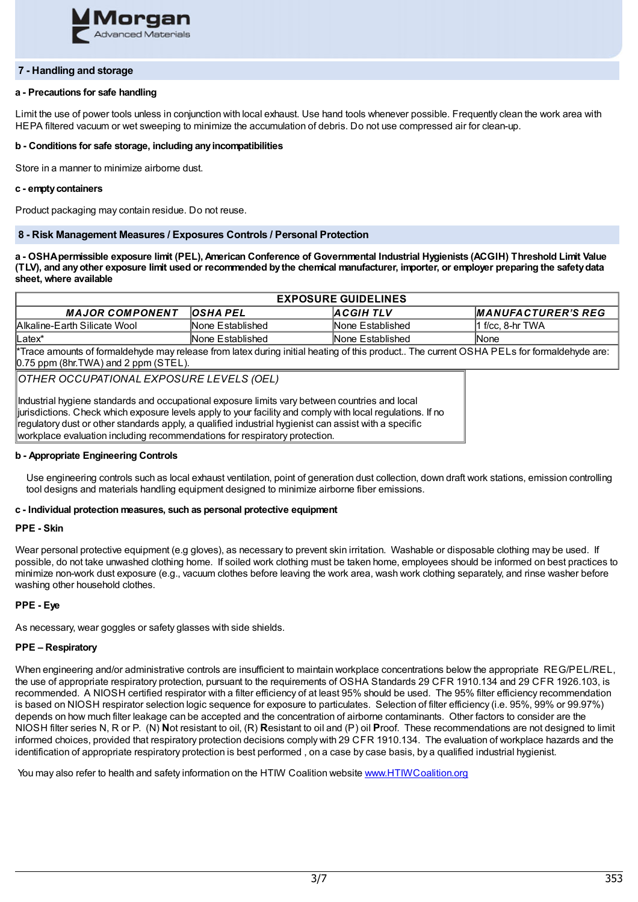## 7 - Handling and storage

**a - Precautions for safe handling**

Limit the use of power tools unless in conjunction with local exhaust. Use hand tools whenever possible. Frequently clean the work area with HEPA filtered vacuum or wet sweeping to minimize the accumulation of debris. Do not use compressed air for clean-up.

**b - Conditions for safe storage, including any incompatibilities**

Store in a manner to minimize airborne dust.

**c - empty containers**

Product packaging may contain residue. Do not reuse.

## 8 - Risk Management Measures / Exposures Controls / Personal Protection

**a - OSHA permissible exposure limit (PEL), American Conference of Governmental Industrial Hygienists (ACGIH) Threshold Limit Value (TLV), and any other exposure limit used or recommended by the chemical manufacturer, importer, or employer preparing the safety data sheet, where available**

| EXPOSURE GUIDELINES | | | |
|---|---|---|---|
| ***MAJOR COMPONENT*** | ***OSHA PEL*** | ***ACGIH TLV*** | ***MANUFACTURER'S REG*** |
| Alkaline-Earth Silicate Wool | None Established | None Established | 1 f/cc, 8-hr TWA |
| Latex* | None Established | None Established | None |
| *Trace amounts of formaldehyde may release from latex during initial heating of this product.. The current OSHA PELs for formaldehyde are: 0.75 ppm (8hr.TWA) and 2 ppm (STEL). | | | |

*OTHER OCCUPATIONAL EXPOSURE LEVELS (OEL)*

Industrial hygiene standards and occupational exposure limits vary between countries and local jurisdictions. Check which exposure levels apply to your facility and comply with local regulations. If no regulatory dust or other standards apply, a qualified industrial hygienist can assist with a specific workplace evaluation including recommendations for respiratory protection.

**b - Appropriate Engineering Controls**

Use engineering controls such as local exhaust ventilation, point of generation dust collection, down draft work stations, emission controlling tool designs and materials handling equipment designed to minimize airborne fiber emissions.

**c - Individual protection measures, such as personal protective equipment**

**PPE - Skin**

Wear personal protective equipment (e.g gloves), as necessary to prevent skin irritation. Washable or disposable clothing may be used. If possible, do not take unwashed clothing home. If soiled work clothing must be taken home, employees should be informed on best practices to minimize non-work dust exposure (e.g., vacuum clothes before leaving the work area, wash work clothing separately, and rinse washer before washing other household clothes.

**PPE - Eye**

As necessary, wear goggles or safety glasses with side shields.

**PPE – Respiratory**

When engineering and/or administrative controls are insufficient to maintain workplace concentrations below the appropriate REG/PEL/REL, the use of appropriate respiratory protection, pursuant to the requirements of OSHA Standards 29 CFR 1910.134 and 29 CFR 1926.103, is recommended. A NIOSH certified respirator with a filter efficiency of at least 95% should be used. The 95% filter efficiency recommendation is based on NIOSH respirator selection logic sequence for exposure to particulates. Selection of filter efficiency (i.e. 95%, 99% or 99.97%) depends on how much filter leakage can be accepted and the concentration of airborne contaminants. Other factors to consider are the NIOSH filter series N, R or P. (N) **N**ot resistant to oil, (R) **R**esistant to oil and (P) oil **P**roof. These recommendations are not designed to limit informed choices, provided that respiratory protection decisions comply with 29 CFR 1910.134. The evaluation of workplace hazards and the identification of appropriate respiratory protection is best performed , on a case by case basis, by a qualified industrial hygienist.

You may also refer to health and safety information on the HTIW Coalition website www.HTIWCoalition.org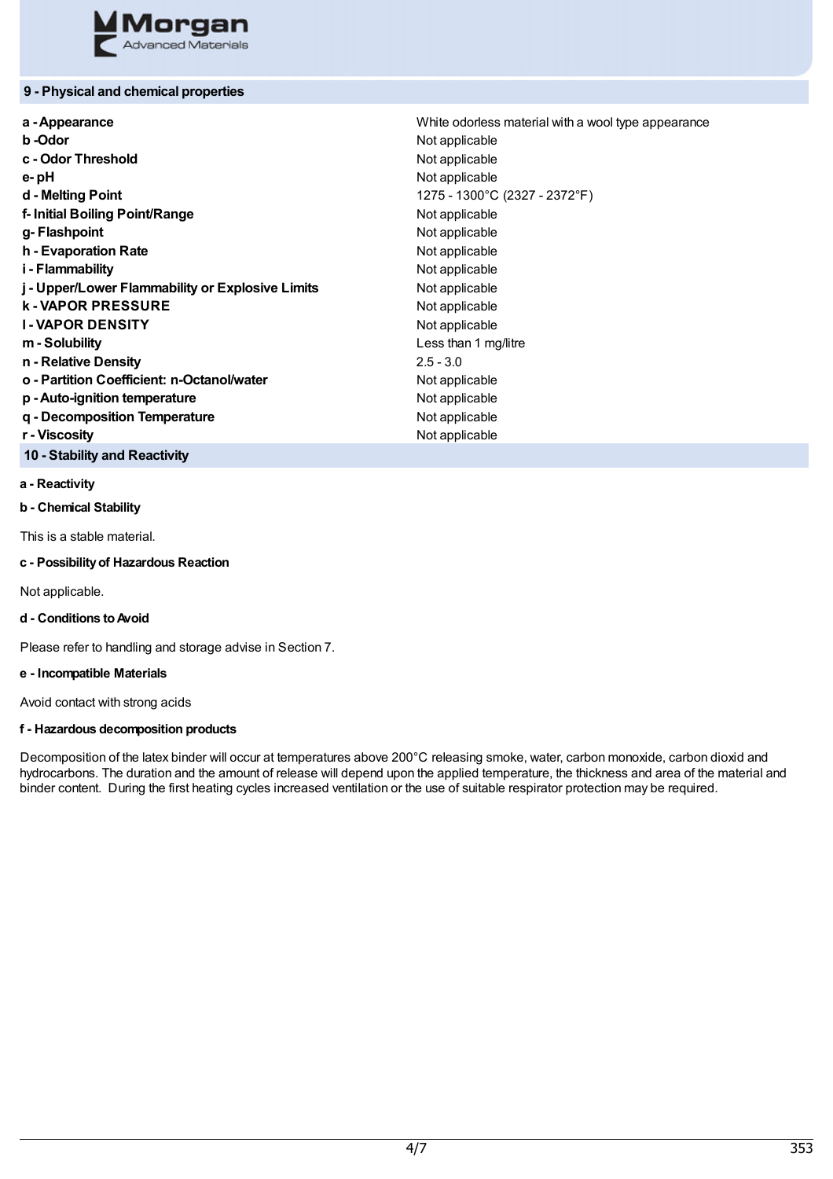## 9 - Physical and chemical properties

| | |
|---|---|
| **a - Appearance** | White odorless material with a wool type appearance |
| **b -Odor** | Not applicable |
| **c - Odor Threshold** | Not applicable |
| **e- pH** | Not applicable |
| **d - Melting Point** | 1275 - 1300°C (2327 - 2372°F) |
| **f- Initial Boiling Point/Range** | Not applicable |
| **g- Flashpoint** | Not applicable |
| **h - Evaporation Rate** | Not applicable |
| **i - Flammability** | Not applicable |
| **j - Upper/Lower Flammability or Explosive Limits** | Not applicable |
| **k - VAPOR PRESSURE** | Not applicable |
| **l - VAPOR DENSITY** | Not applicable |
| **m - Solubility** | Less than 1 mg/litre |
| **n - Relative Density** | 2.5 - 3.0 |
| **o - Partition Coefficient: n-Octanol/water** | Not applicable |
| **p - Auto-ignition temperature** | Not applicable |
| **q - Decomposition Temperature** | Not applicable |
| **r - Viscosity** | Not applicable |

## 10 - Stability and Reactivity

**a - Reactivity**

**b - Chemical Stability**

This is a stable material.

**c - Possibility of Hazardous Reaction**

Not applicable.

**d - Conditions to Avoid**

Please refer to handling and storage advise in Section 7.

**e - Incompatible Materials**

Avoid contact with strong acids

**f - Hazardous decomposition products**

Decomposition of the latex binder will occur at temperatures above 200°C releasing smoke, water, carbon monoxide, carbon dioxid and hydrocarbons. The duration and the amount of release will depend upon the applied temperature, the thickness and area of the material and binder content. During the first heating cycles increased ventilation or the use of suitable respirator protection may be required.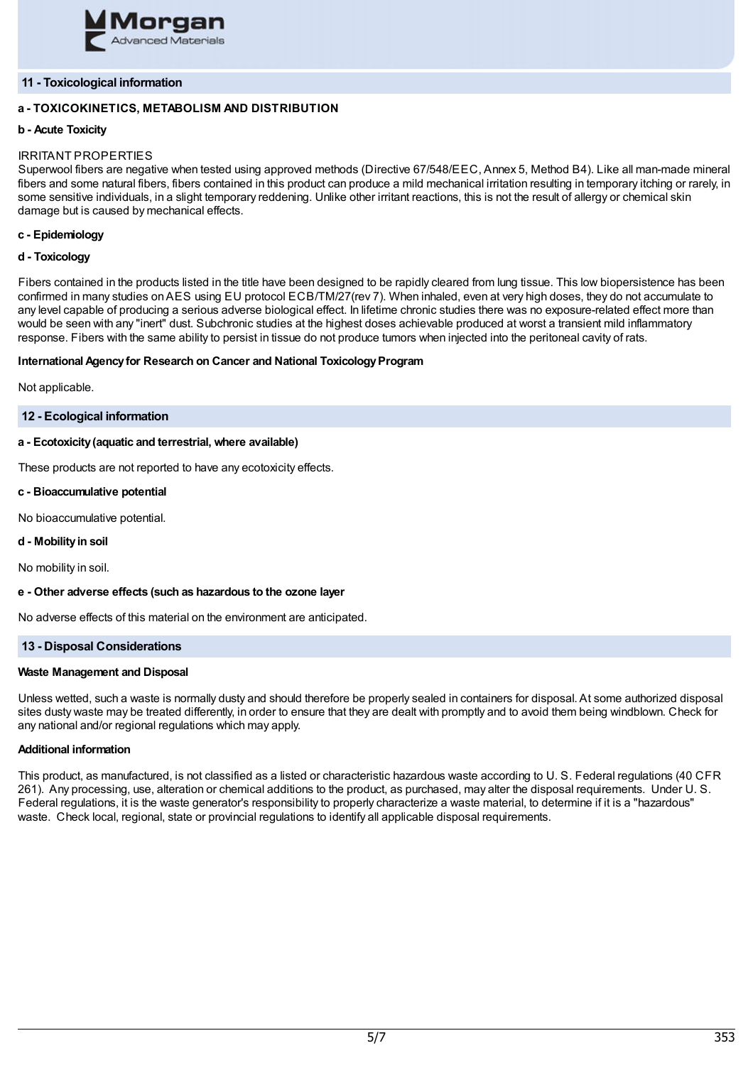## 11 - Toxicological information

**a - TOXICOKINETICS, METABOLISM AND DISTRIBUTION**

**b - Acute Toxicity**

IRRITANT PROPERTIES
Superwool fibers are negative when tested using approved methods (Directive 67/548/EEC, Annex 5, Method B4). Like all man-made mineral fibers and some natural fibers, fibers contained in this product can produce a mild mechanical irritation resulting in temporary itching or rarely, in some sensitive individuals, in a slight temporary reddening. Unlike other irritant reactions, this is not the result of allergy or chemical skin damage but is caused by mechanical effects.

**c - Epidemiology**

**d - Toxicology**

Fibers contained in the products listed in the title have been designed to be rapidly cleared from lung tissue. This low biopersistence has been confirmed in many studies on AES using EU protocol ECB/TM/27(rev 7). When inhaled, even at very high doses, they do not accumulate to any level capable of producing a serious adverse biological effect. In lifetime chronic studies there was no exposure-related effect more than would be seen with any "inert" dust. Subchronic studies at the highest doses achievable produced at worst a transient mild inflammatory response. Fibers with the same ability to persist in tissue do not produce tumors when injected into the peritoneal cavity of rats.

**International Agency for Research on Cancer and National Toxicology Program**

Not applicable.

## 12 - Ecological information

**a - Ecotoxicity (aquatic and terrestrial, where available)**

These products are not reported to have any ecotoxicity effects.

**c - Bioaccumulative potential**

No bioaccumulative potential.

**d - Mobility in soil**

No mobility in soil.

**e - Other adverse effects (such as hazardous to the ozone layer**

No adverse effects of this material on the environment are anticipated.

## 13 - Disposal Considerations

**Waste Management and Disposal**

Unless wetted, such a waste is normally dusty and should therefore be properly sealed in containers for disposal. At some authorized disposal sites dusty waste may be treated differently, in order to ensure that they are dealt with promptly and to avoid them being windblown. Check for any national and/or regional regulations which may apply.

**Additional information**

This product, as manufactured, is not classified as a listed or characteristic hazardous waste according to U. S. Federal regulations (40 CFR 261). Any processing, use, alteration or chemical additions to the product, as purchased, may alter the disposal requirements. Under U. S. Federal regulations, it is the waste generator's responsibility to properly characterize a waste material, to determine if it is a "hazardous" waste. Check local, regional, state or provincial regulations to identify all applicable disposal requirements.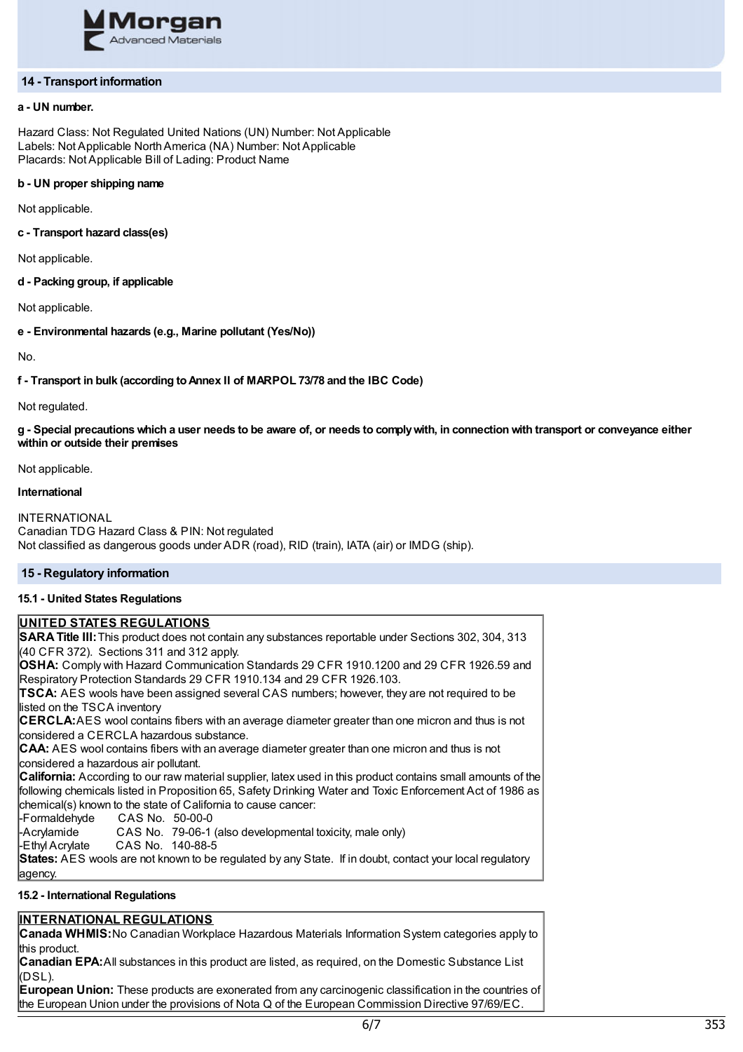## 14 - Transport information

**a - UN number.**

Hazard Class: Not Regulated United Nations (UN) Number: Not Applicable
Labels: Not Applicable North America (NA) Number: Not Applicable
Placards: Not Applicable Bill of Lading: Product Name

**b - UN proper shipping name**

Not applicable.

**c - Transport hazard class(es)**

Not applicable.

**d - Packing group, if applicable**

Not applicable.

**e - Environmental hazards (e.g., Marine pollutant (Yes/No))**

No.

**f - Transport in bulk (according to Annex II of MARPOL 73/78 and the IBC Code)**

Not regulated.

**g - Special precautions which a user needs to be aware of, or needs to comply with, in connection with transport or conveyance either within or outside their premises**

Not applicable.

**International**

INTERNATIONAL
Canadian TDG Hazard Class & PIN: Not regulated
Not classified as dangerous goods under ADR (road), RID (train), IATA (air) or IMDG (ship).

## 15 - Regulatory information

**15.1 - United States Regulations**

**UNITED STATES REGULATIONS**

**SARA Title III:** This product does not contain any substances reportable under Sections 302, 304, 313 (40 CFR 372). Sections 311 and 312 apply.
**OSHA:** Comply with Hazard Communication Standards 29 CFR 1910.1200 and 29 CFR 1926.59 and Respiratory Protection Standards 29 CFR 1910.134 and 29 CFR 1926.103.
**TSCA:** AES wools have been assigned several CAS numbers; however, they are not required to be listed on the TSCA inventory
**CERCLA:** AES wool contains fibers with an average diameter greater than one micron and thus is not considered a CERCLA hazardous substance.
**CAA:** AES wool contains fibers with an average diameter greater than one micron and thus is not considered a hazardous air pollutant.
**California:** According to our raw material supplier, latex used in this product contains small amounts of the following chemicals listed in Proposition 65, Safety Drinking Water and Toxic Enforcement Act of 1986 as chemical(s) known to the state of California to cause cancer:
-Formaldehyde CAS No. 50-00-0
-Acrylamide CAS No. 79-06-1 (also developmental toxicity, male only)
-Ethyl Acrylate CAS No. 140-88-5
**States:** AES wools are not known to be regulated by any State. If in doubt, contact your local regulatory agency.

**15.2 - International Regulations**

**INTERNATIONAL REGULATIONS**

**Canada WHMIS:** No Canadian Workplace Hazardous Materials Information System categories apply to this product.
**Canadian EPA:** All substances in this product are listed, as required, on the Domestic Substance List (DSL).
**European Union:** These products are exonerated from any carcinogenic classification in the countries of the European Union under the provisions of Nota Q of the European Commission Directive 97/69/EC.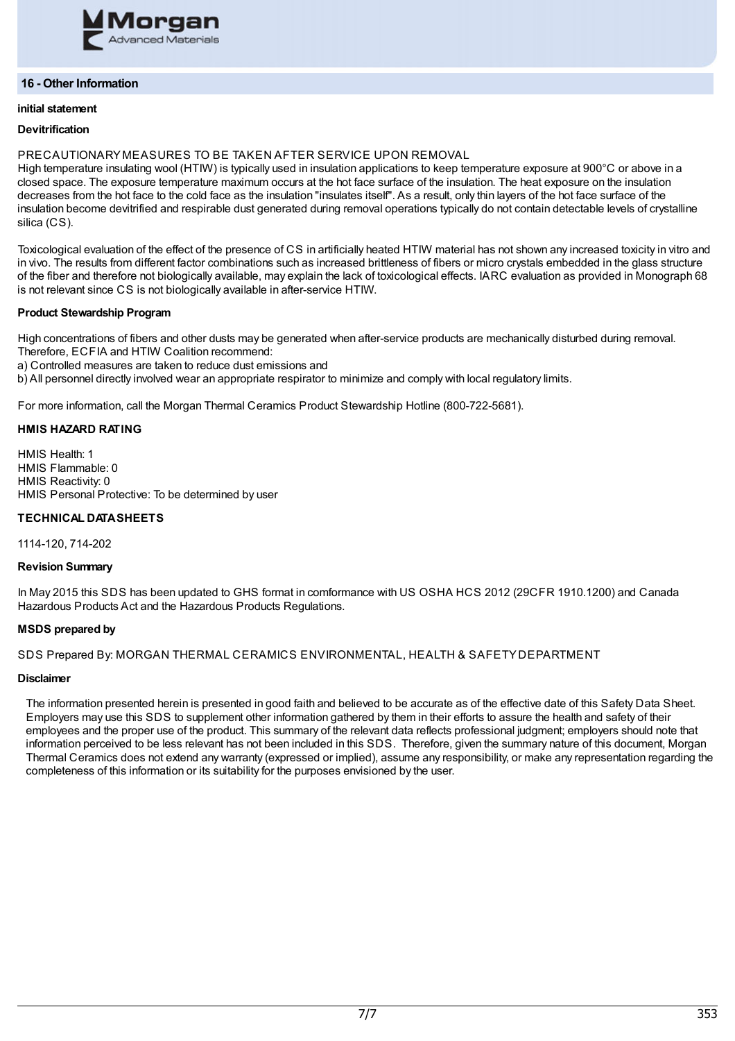## 16 - Other Information

**initial statement**

**Devitrification**

PRECAUTIONARY MEASURES TO BE TAKEN AFTER SERVICE UPON REMOVAL
High temperature insulating wool (HTIW) is typically used in insulation applications to keep temperature exposure at 900°C or above in a closed space. The exposure temperature maximum occurs at the hot face surface of the insulation. The heat exposure on the insulation decreases from the hot face to the cold face as the insulation "insulates itself". As a result, only thin layers of the hot face surface of the insulation become devitrified and respirable dust generated during removal operations typically do not contain detectable levels of crystalline silica (CS).

Toxicological evaluation of the effect of the presence of CS in artificially heated HTIW material has not shown any increased toxicity in vitro and in vivo. The results from different factor combinations such as increased brittleness of fibers or micro crystals embedded in the glass structure of the fiber and therefore not biologically available, may explain the lack of toxicological effects. IARC evaluation as provided in Monograph 68 is not relevant since CS is not biologically available in after-service HTIW.

**Product Stewardship Program**

High concentrations of fibers and other dusts may be generated when after-service products are mechanically disturbed during removal. Therefore, ECFIA and HTIW Coalition recommend:
a) Controlled measures are taken to reduce dust emissions and
b) All personnel directly involved wear an appropriate respirator to minimize and comply with local regulatory limits.

For more information, call the Morgan Thermal Ceramics Product Stewardship Hotline (800-722-5681).

**HMIS HAZARD RATING**

HMIS Health: 1
HMIS Flammable: 0
HMIS Reactivity: 0
HMIS Personal Protective: To be determined by user

**TECHNICAL DATA SHEETS**

1114-120, 714-202

**Revision Summary**

In May 2015 this SDS has been updated to GHS format in comformance with US OSHA HCS 2012 (29CFR 1910.1200) and Canada Hazardous Products Act and the Hazardous Products Regulations.

**MSDS prepared by**

SDS Prepared By: MORGAN THERMAL CERAMICS ENVIRONMENTAL, HEALTH & SAFETY DEPARTMENT

**Disclaimer**

The information presented herein is presented in good faith and believed to be accurate as of the effective date of this Safety Data Sheet. Employers may use this SDS to supplement other information gathered by them in their efforts to assure the health and safety of their employees and the proper use of the product. This summary of the relevant data reflects professional judgment; employers should note that information perceived to be less relevant has not been included in this SDS. Therefore, given the summary nature of this document, Morgan Thermal Ceramics does not extend any warranty (expressed or implied), assume any responsibility, or make any representation regarding the completeness of this information or its suitability for the purposes envisioned by the user.